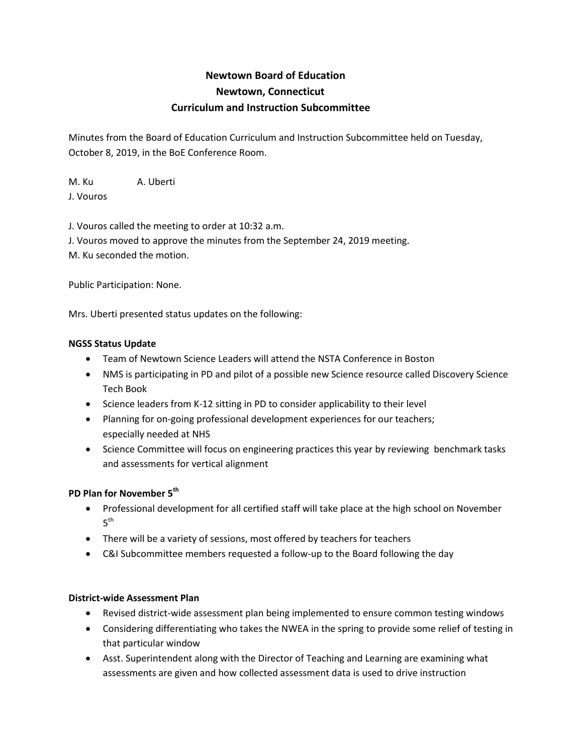# Newtown Board of Education
## Newtown, Connecticut
## Curriculum and Instruction Subcommittee

Minutes from the Board of Education Curriculum and Instruction Subcommittee held on Tuesday, October 8, 2019, in the BoE Conference Room.

M. Ku A. Uberti
J. Vouros

J. Vouros called the meeting to order at 10:32 a.m.
J. Vouros moved to approve the minutes from the September 24, 2019 meeting.
M. Ku seconded the motion.

Public Participation: None.

Mrs. Uberti presented status updates on the following:

**NGSS Status Update**

- Team of Newtown Science Leaders will attend the NSTA Conference in Boston
- NMS is participating in PD and pilot of a possible new Science resource called Discovery Science Tech Book
- Science leaders from K-12 sitting in PD to consider applicability to their level
- Planning for on-going professional development experiences for our teachers; especially needed at NHS
- Science Committee will focus on engineering practices this year by reviewing benchmark tasks and assessments for vertical alignment

**PD Plan for November 5th**

- Professional development for all certified staff will take place at the high school on November 5th
- There will be a variety of sessions, most offered by teachers for teachers
- C&I Subcommittee members requested a follow-up to the Board following the day

**District-wide Assessment Plan**

- Revised district-wide assessment plan being implemented to ensure common testing windows
- Considering differentiating who takes the NWEA in the spring to provide some relief of testing in that particular window
- Asst. Superintendent along with the Director of Teaching and Learning are examining what assessments are given and how collected assessment data is used to drive instruction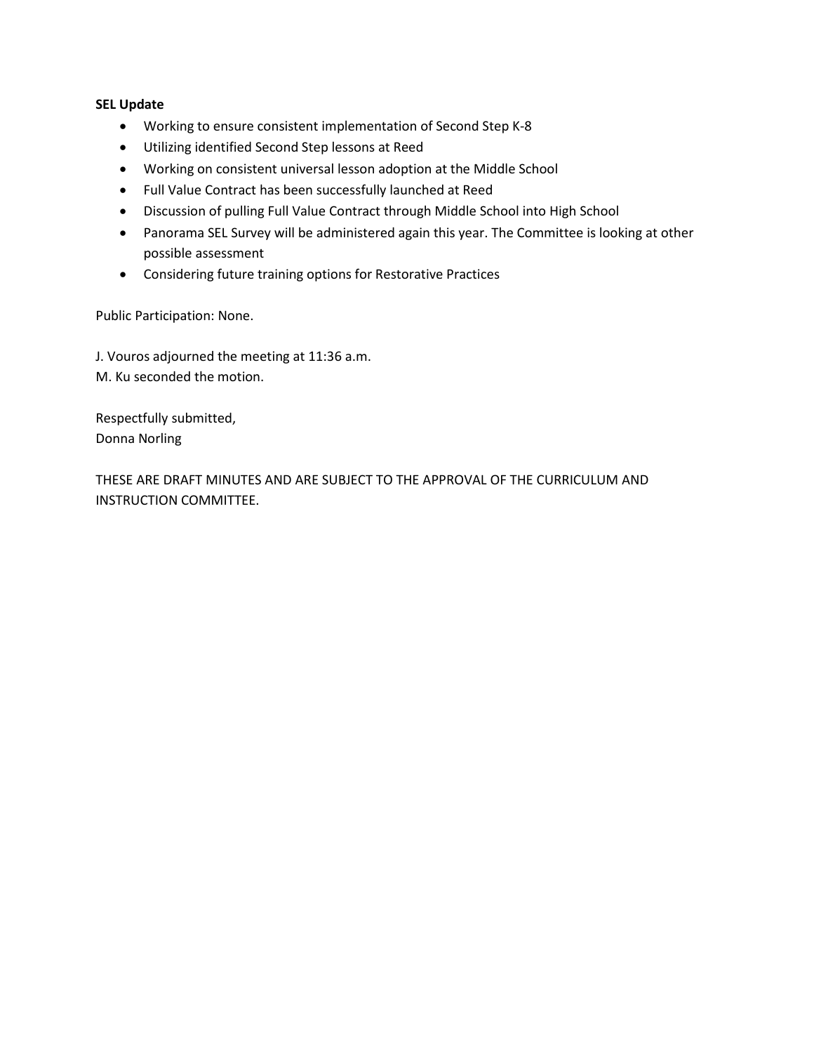**SEL Update**

- Working to ensure consistent implementation of Second Step K-8
- Utilizing identified Second Step lessons at Reed
- Working on consistent universal lesson adoption at the Middle School
- Full Value Contract has been successfully launched at Reed
- Discussion of pulling Full Value Contract through Middle School into High School
- Panorama SEL Survey will be administered again this year. The Committee is looking at other possible assessment
- Considering future training options for Restorative Practices

Public Participation: None.

J. Vouros adjourned the meeting at 11:36 a.m.
M. Ku seconded the motion.

Respectfully submitted,
Donna Norling

THESE ARE DRAFT MINUTES AND ARE SUBJECT TO THE APPROVAL OF THE CURRICULUM AND INSTRUCTION COMMITTEE.